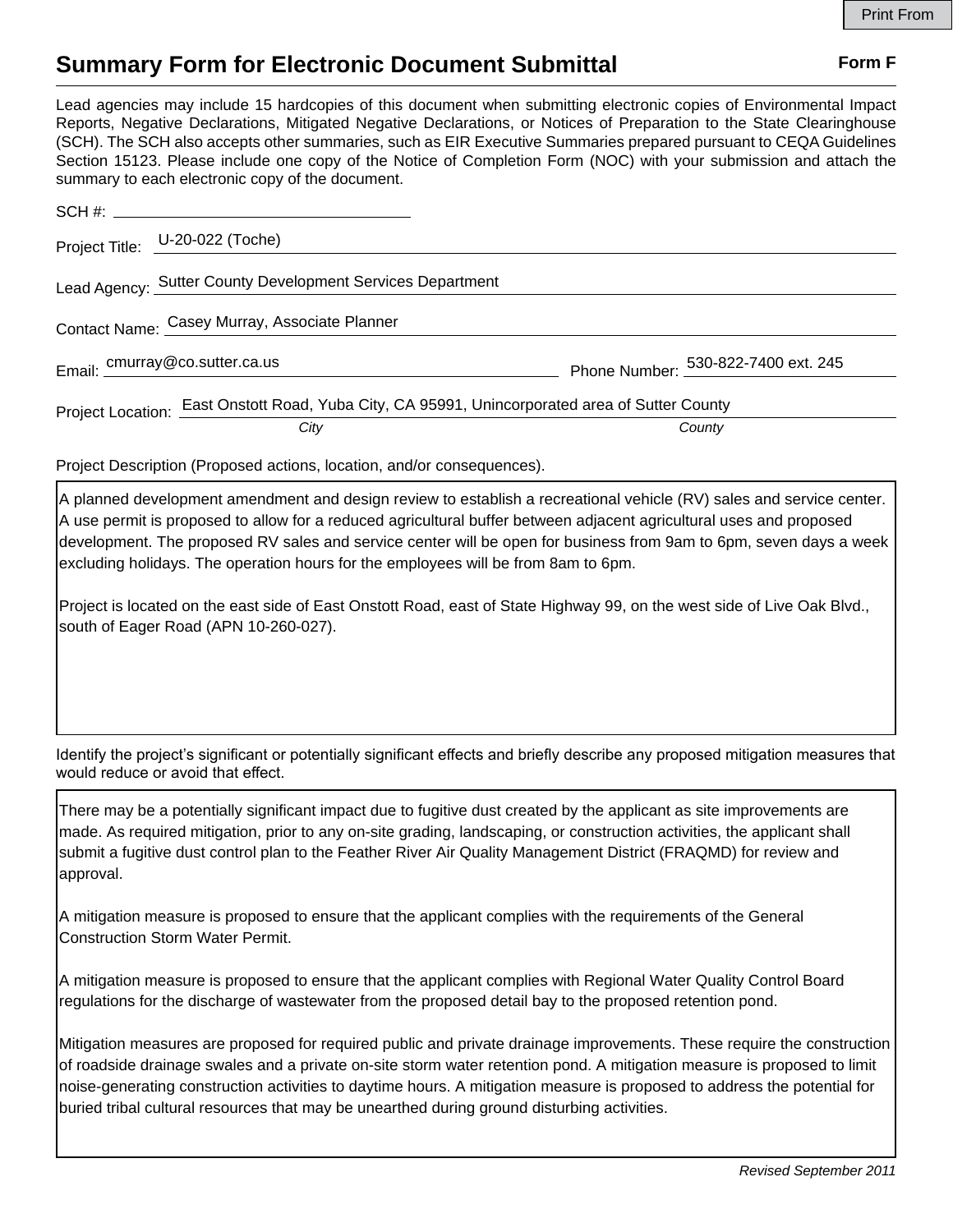Print From

# Summary Form for Electronic Document Submittal

**Form F**

Lead agencies may include 15 hardcopies of this document when submitting electronic copies of Environmental Impact Reports, Negative Declarations, Mitigated Negative Declarations, or Notices of Preparation to the State Clearinghouse (SCH). The SCH also accepts other summaries, such as EIR Executive Summaries prepared pursuant to CEQA Guidelines Section 15123. Please include one copy of the Notice of Completion Form (NOC) with your submission and attach the summary to each electronic copy of the document.

SCH #:

Project Title: U-20-022 (Toche)

Lead Agency: Sutter County Development Services Department

Contact Name: Casey Murray, Associate Planner

Email: cmurray@co.sutter.ca.us

Phone Number: 530-822-7400 ext. 245

Project Location: East Onstott Road, Yuba City, CA 95991, Unincorporated area of Sutter County

*City* *County*

Project Description (Proposed actions, location, and/or consequences).

A planned development amendment and design review to establish a recreational vehicle (RV) sales and service center. A use permit is proposed to allow for a reduced agricultural buffer between adjacent agricultural uses and proposed development. The proposed RV sales and service center will be open for business from 9am to 6pm, seven days a week excluding holidays. The operation hours for the employees will be from 8am to 6pm.

Project is located on the east side of East Onstott Road, east of State Highway 99, on the west side of Live Oak Blvd., south of Eager Road (APN 10-260-027).

Identify the project's significant or potentially significant effects and briefly describe any proposed mitigation measures that would reduce or avoid that effect.

There may be a potentially significant impact due to fugitive dust created by the applicant as site improvements are made. As required mitigation, prior to any on-site grading, landscaping, or construction activities, the applicant shall submit a fugitive dust control plan to the Feather River Air Quality Management District (FRAQMD) for review and approval.

A mitigation measure is proposed to ensure that the applicant complies with the requirements of the General Construction Storm Water Permit.

A mitigation measure is proposed to ensure that the applicant complies with Regional Water Quality Control Board regulations for the discharge of wastewater from the proposed detail bay to the proposed retention pond.

Mitigation measures are proposed for required public and private drainage improvements. These require the construction of roadside drainage swales and a private on-site storm water retention pond. A mitigation measure is proposed to limit noise-generating construction activities to daytime hours. A mitigation measure is proposed to address the potential for buried tribal cultural resources that may be unearthed during ground disturbing activities.

*Revised September 2011*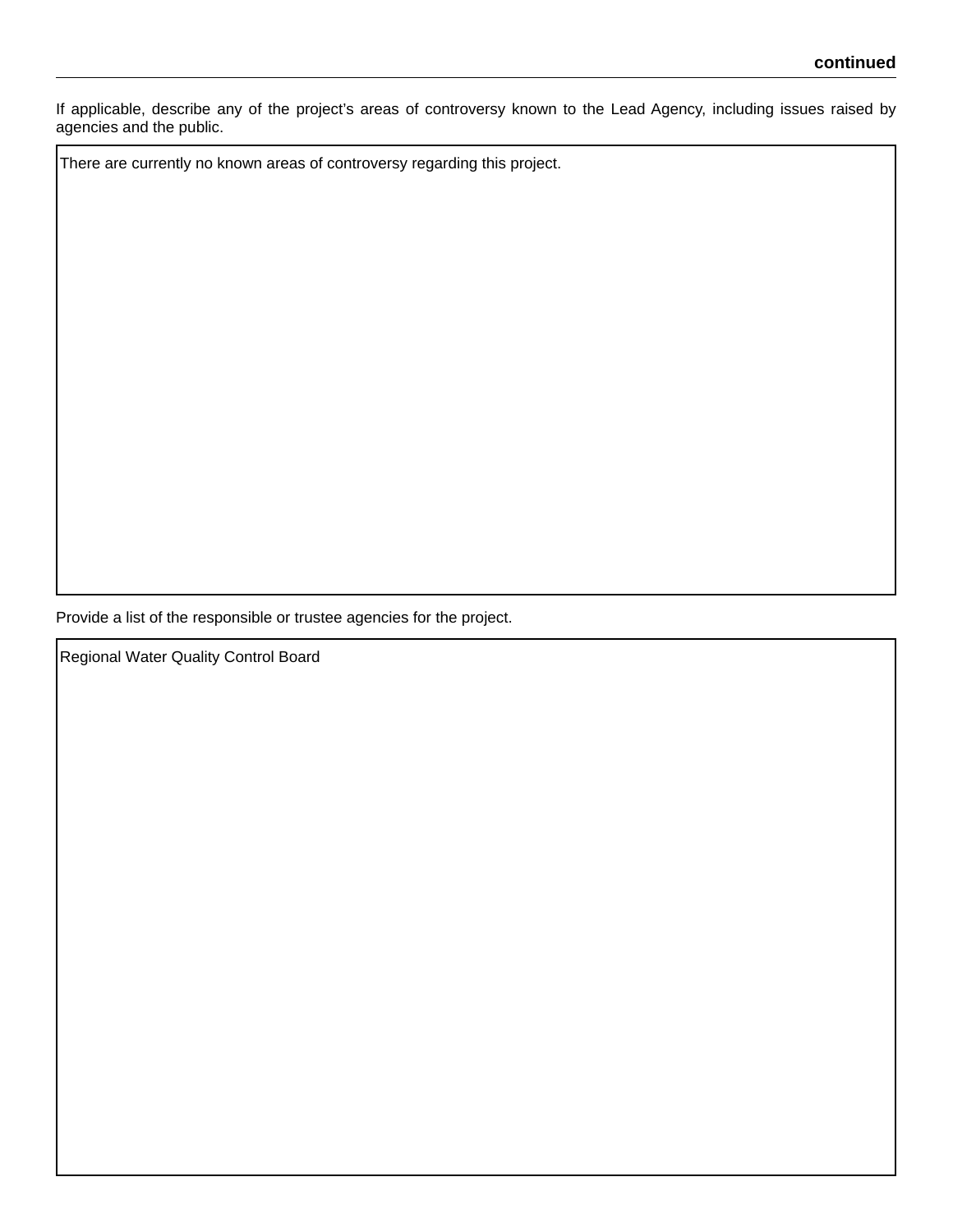**continued**

If applicable, describe any of the project's areas of controversy known to the Lead Agency, including issues raised by agencies and the public.

There are currently no known areas of controversy regarding this project.

Provide a list of the responsible or trustee agencies for the project.

Regional Water Quality Control Board